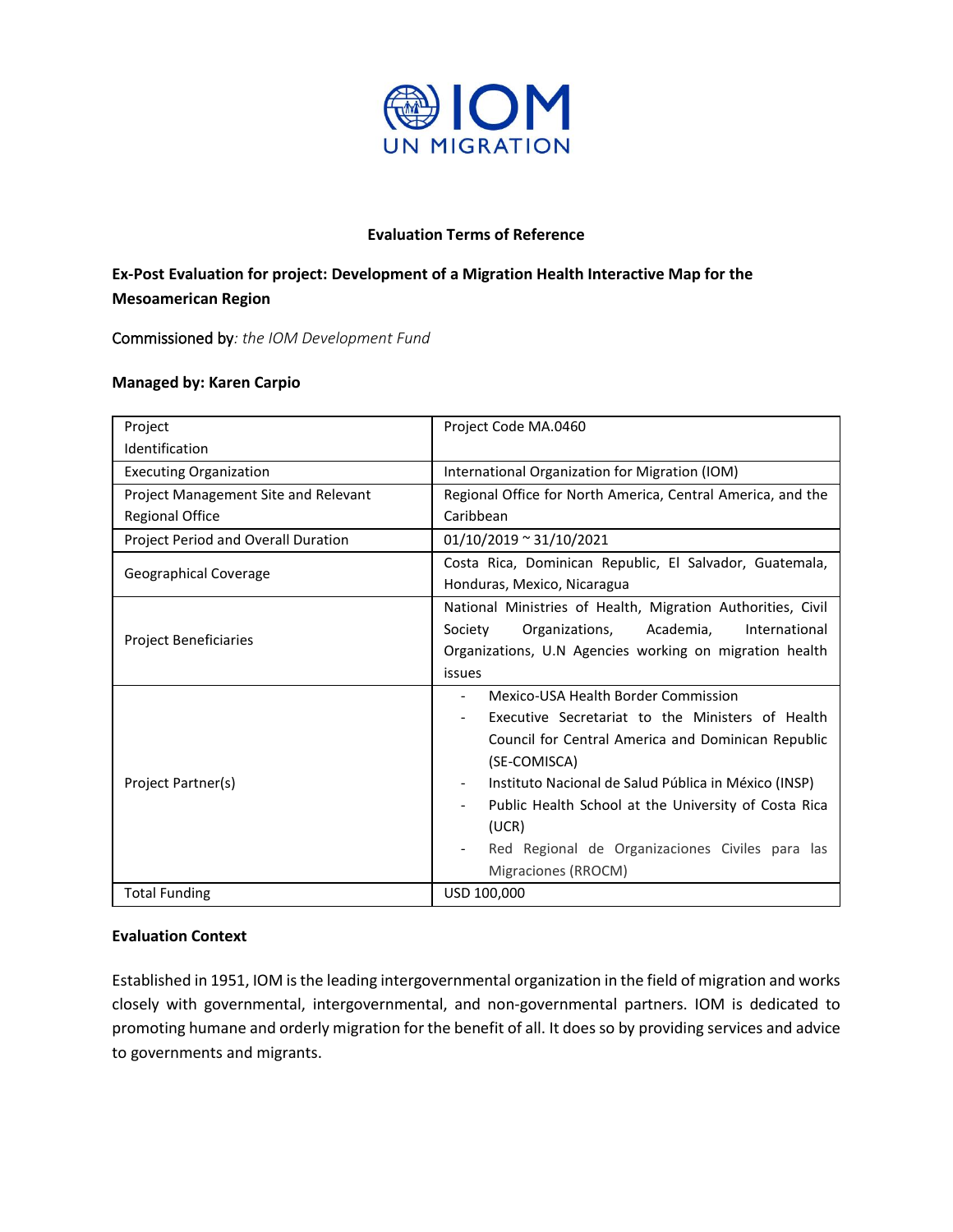**Evaluation Terms of Reference**

**Ex-Post Evaluation for project: Development of a Migration Health Interactive Map for the Mesoamerican Region**

Commissioned by: *the IOM Development Fund*

**Managed by: Karen Carpio**

| | |
|---|---|
| Project Identification | Project Code MA.0460 |
| Executing Organization | International Organization for Migration (IOM) |
| Project Management Site and Relevant Regional Office | Regional Office for North America, Central America, and the Caribbean |
| Project Period and Overall Duration | 01/10/2019 ~ 31/10/2021 |
| Geographical Coverage | Costa Rica, Dominican Republic, El Salvador, Guatemala, Honduras, Mexico, Nicaragua |
| Project Beneficiaries | National Ministries of Health, Migration Authorities, Civil Society Organizations, Academia, International Organizations, U.N Agencies working on migration health issues |
| Project Partner(s) | - Mexico-USA Health Border Commission<br>- Executive Secretariat to the Ministers of Health Council for Central America and Dominican Republic (SE-COMISCA)<br>- Instituto Nacional de Salud Pública in México (INSP)<br>- Public Health School at the University of Costa Rica (UCR)<br>- Red Regional de Organizaciones Civiles para las Migraciones (RROCM) |
| Total Funding | USD 100,000 |

**Evaluation Context**

Established in 1951, IOM is the leading intergovernmental organization in the field of migration and works closely with governmental, intergovernmental, and non-governmental partners. IOM is dedicated to promoting humane and orderly migration for the benefit of all. It does so by providing services and advice to governments and migrants.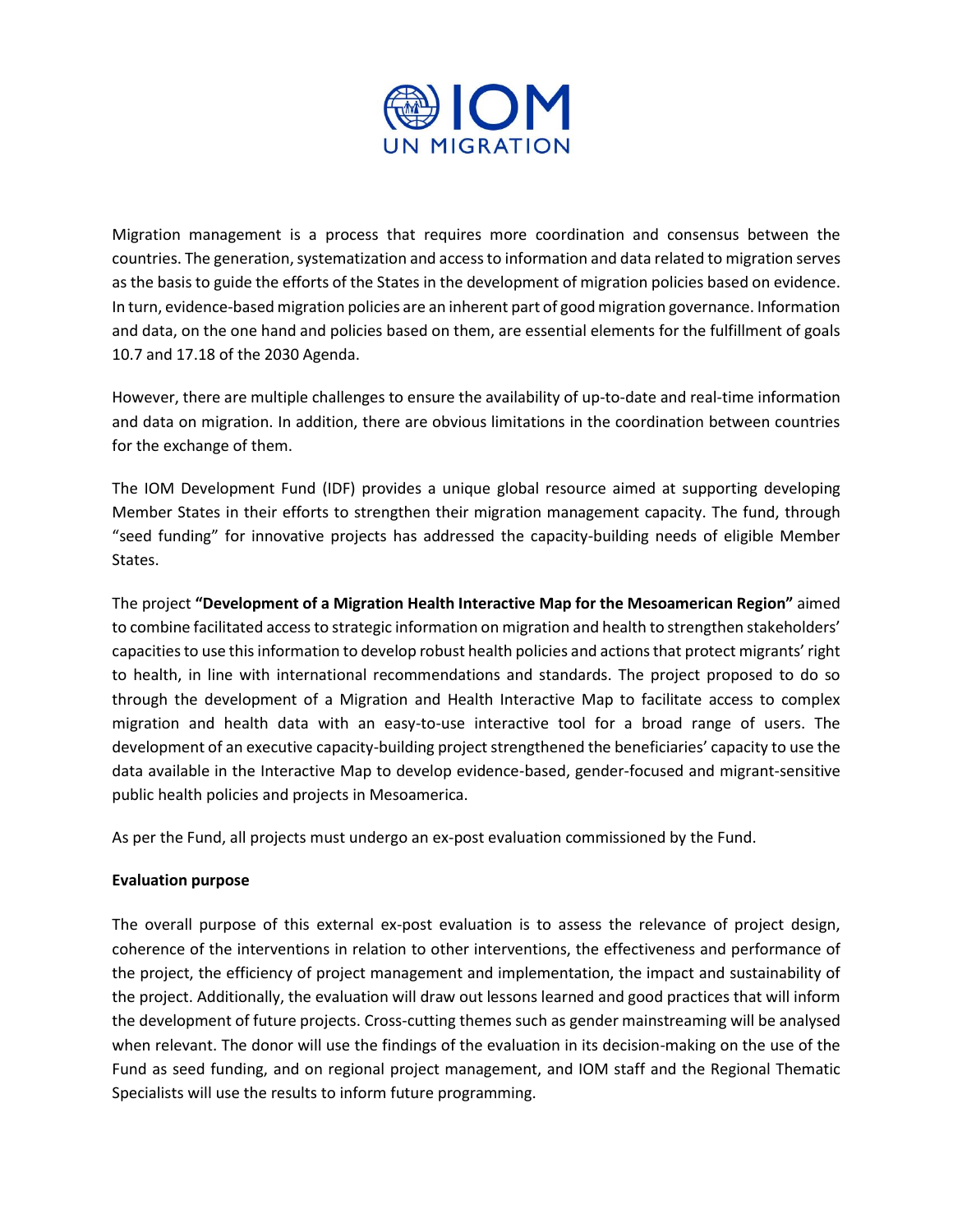Migration management is a process that requires more coordination and consensus between the countries. The generation, systematization and access to information and data related to migration serves as the basis to guide the efforts of the States in the development of migration policies based on evidence. In turn, evidence-based migration policies are an inherent part of good migration governance. Information and data, on the one hand and policies based on them, are essential elements for the fulfillment of goals 10.7 and 17.18 of the 2030 Agenda.

However, there are multiple challenges to ensure the availability of up-to-date and real-time information and data on migration. In addition, there are obvious limitations in the coordination between countries for the exchange of them.

The IOM Development Fund (IDF) provides a unique global resource aimed at supporting developing Member States in their efforts to strengthen their migration management capacity. The fund, through "seed funding" for innovative projects has addressed the capacity-building needs of eligible Member States.

The project **"Development of a Migration Health Interactive Map for the Mesoamerican Region"** aimed to combine facilitated access to strategic information on migration and health to strengthen stakeholders' capacities to use this information to develop robust health policies and actions that protect migrants' right to health, in line with international recommendations and standards. The project proposed to do so through the development of a Migration and Health Interactive Map to facilitate access to complex migration and health data with an easy-to-use interactive tool for a broad range of users. The development of an executive capacity-building project strengthened the beneficiaries' capacity to use the data available in the Interactive Map to develop evidence-based, gender-focused and migrant-sensitive public health policies and projects in Mesoamerica.

As per the Fund, all projects must undergo an ex-post evaluation commissioned by the Fund.

**Evaluation purpose**

The overall purpose of this external ex-post evaluation is to assess the relevance of project design, coherence of the interventions in relation to other interventions, the effectiveness and performance of the project, the efficiency of project management and implementation, the impact and sustainability of the project. Additionally, the evaluation will draw out lessons learned and good practices that will inform the development of future projects. Cross-cutting themes such as gender mainstreaming will be analysed when relevant. The donor will use the findings of the evaluation in its decision-making on the use of the Fund as seed funding, and on regional project management, and IOM staff and the Regional Thematic Specialists will use the results to inform future programming.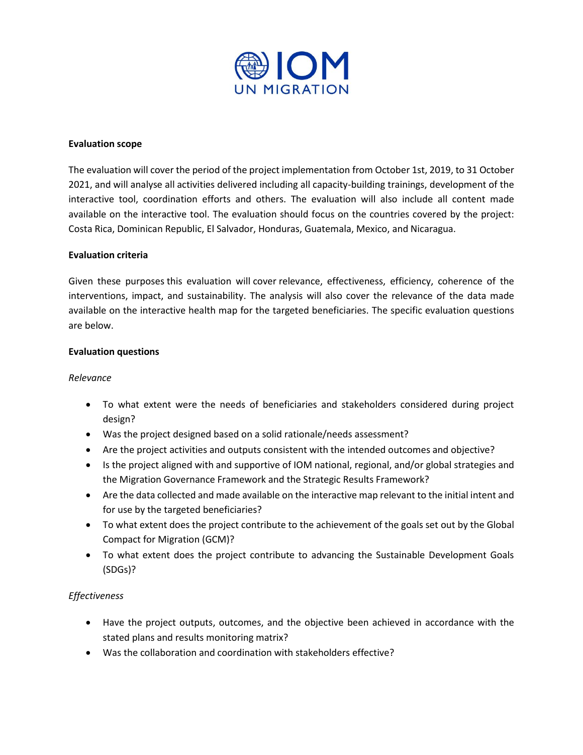**Evaluation scope**

The evaluation will cover the period of the project implementation from October 1st, 2019, to 31 October 2021, and will analyse all activities delivered including all capacity-building trainings, development of the interactive tool, coordination efforts and others. The evaluation will also include all content made available on the interactive tool. The evaluation should focus on the countries covered by the project: Costa Rica, Dominican Republic, El Salvador, Honduras, Guatemala, Mexico, and Nicaragua.

**Evaluation criteria**

Given these purposes this evaluation will cover relevance, effectiveness, efficiency, coherence of the interventions, impact, and sustainability. The analysis will also cover the relevance of the data made available on the interactive health map for the targeted beneficiaries. The specific evaluation questions are below.

**Evaluation questions**

*Relevance*

- To what extent were the needs of beneficiaries and stakeholders considered during project design?
- Was the project designed based on a solid rationale/needs assessment?
- Are the project activities and outputs consistent with the intended outcomes and objective?
- Is the project aligned with and supportive of IOM national, regional, and/or global strategies and the Migration Governance Framework and the Strategic Results Framework?
- Are the data collected and made available on the interactive map relevant to the initial intent and for use by the targeted beneficiaries?
- To what extent does the project contribute to the achievement of the goals set out by the Global Compact for Migration (GCM)?
- To what extent does the project contribute to advancing the Sustainable Development Goals (SDGs)?

*Effectiveness*

- Have the project outputs, outcomes, and the objective been achieved in accordance with the stated plans and results monitoring matrix?
- Was the collaboration and coordination with stakeholders effective?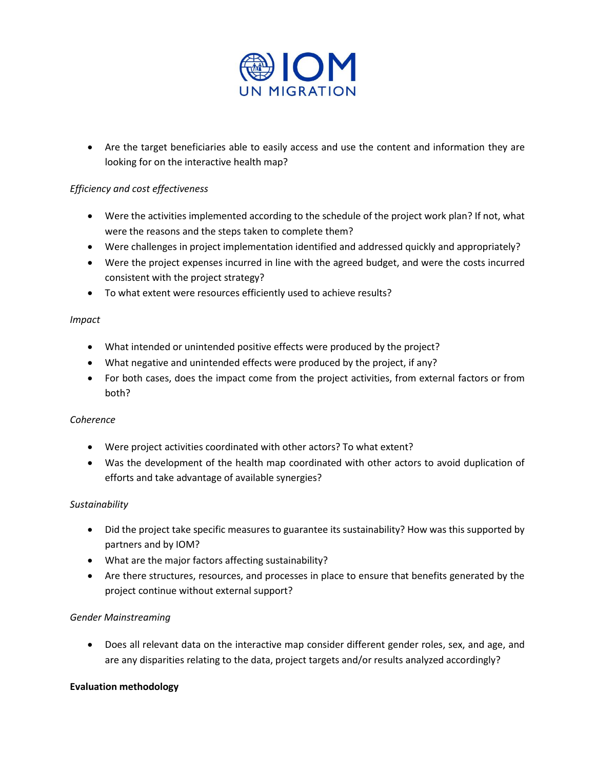- Are the target beneficiaries able to easily access and use the content and information they are looking for on the interactive health map?

*Efficiency and cost effectiveness*

- Were the activities implemented according to the schedule of the project work plan? If not, what were the reasons and the steps taken to complete them?
- Were challenges in project implementation identified and addressed quickly and appropriately?
- Were the project expenses incurred in line with the agreed budget, and were the costs incurred consistent with the project strategy?
- To what extent were resources efficiently used to achieve results?

*Impact*

- What intended or unintended positive effects were produced by the project?
- What negative and unintended effects were produced by the project, if any?
- For both cases, does the impact come from the project activities, from external factors or from both?

*Coherence*

- Were project activities coordinated with other actors? To what extent?
- Was the development of the health map coordinated with other actors to avoid duplication of efforts and take advantage of available synergies?

*Sustainability*

- Did the project take specific measures to guarantee its sustainability? How was this supported by partners and by IOM?
- What are the major factors affecting sustainability?
- Are there structures, resources, and processes in place to ensure that benefits generated by the project continue without external support?

*Gender Mainstreaming*

- Does all relevant data on the interactive map consider different gender roles, sex, and age, and are any disparities relating to the data, project targets and/or results analyzed accordingly?

**Evaluation methodology**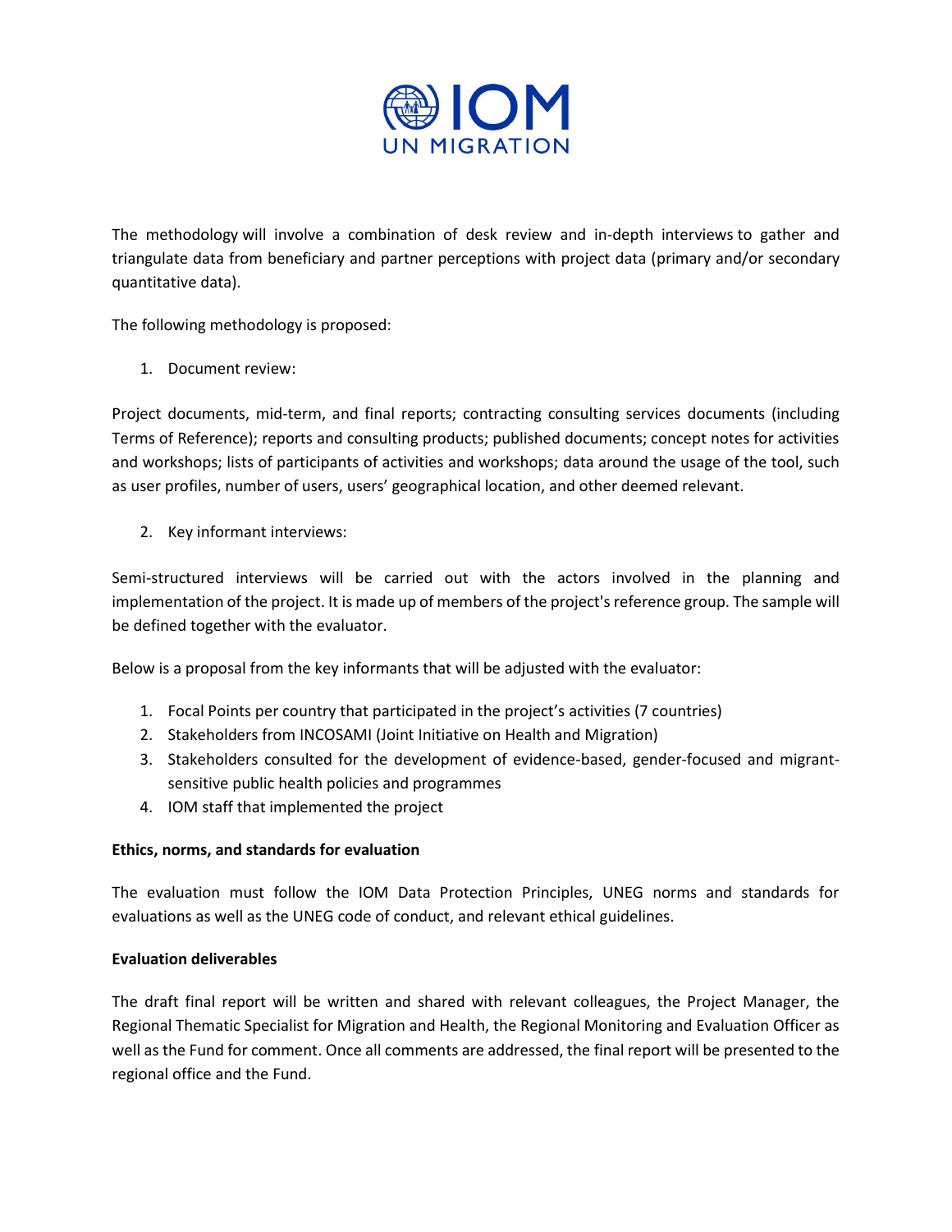The methodology will involve a combination of desk review and in-depth interviews to gather and triangulate data from beneficiary and partner perceptions with project data (primary and/or secondary quantitative data).

The following methodology is proposed:

1. Document review:

Project documents, mid-term, and final reports; contracting consulting services documents (including Terms of Reference); reports and consulting products; published documents; concept notes for activities and workshops; lists of participants of activities and workshops; data around the usage of the tool, such as user profiles, number of users, users' geographical location, and other deemed relevant.

2. Key informant interviews:

Semi-structured interviews will be carried out with the actors involved in the planning and implementation of the project. It is made up of members of the project's reference group. The sample will be defined together with the evaluator.

Below is a proposal from the key informants that will be adjusted with the evaluator:

1. Focal Points per country that participated in the project's activities (7 countries)
2. Stakeholders from INCOSAMI (Joint Initiative on Health and Migration)
3. Stakeholders consulted for the development of evidence-based, gender-focused and migrant-sensitive public health policies and programmes
4. IOM staff that implemented the project

**Ethics, norms, and standards for evaluation**

The evaluation must follow the IOM Data Protection Principles, UNEG norms and standards for evaluations as well as the UNEG code of conduct, and relevant ethical guidelines.

**Evaluation deliverables**

The draft final report will be written and shared with relevant colleagues, the Project Manager, the Regional Thematic Specialist for Migration and Health, the Regional Monitoring and Evaluation Officer as well as the Fund for comment. Once all comments are addressed, the final report will be presented to the regional office and the Fund.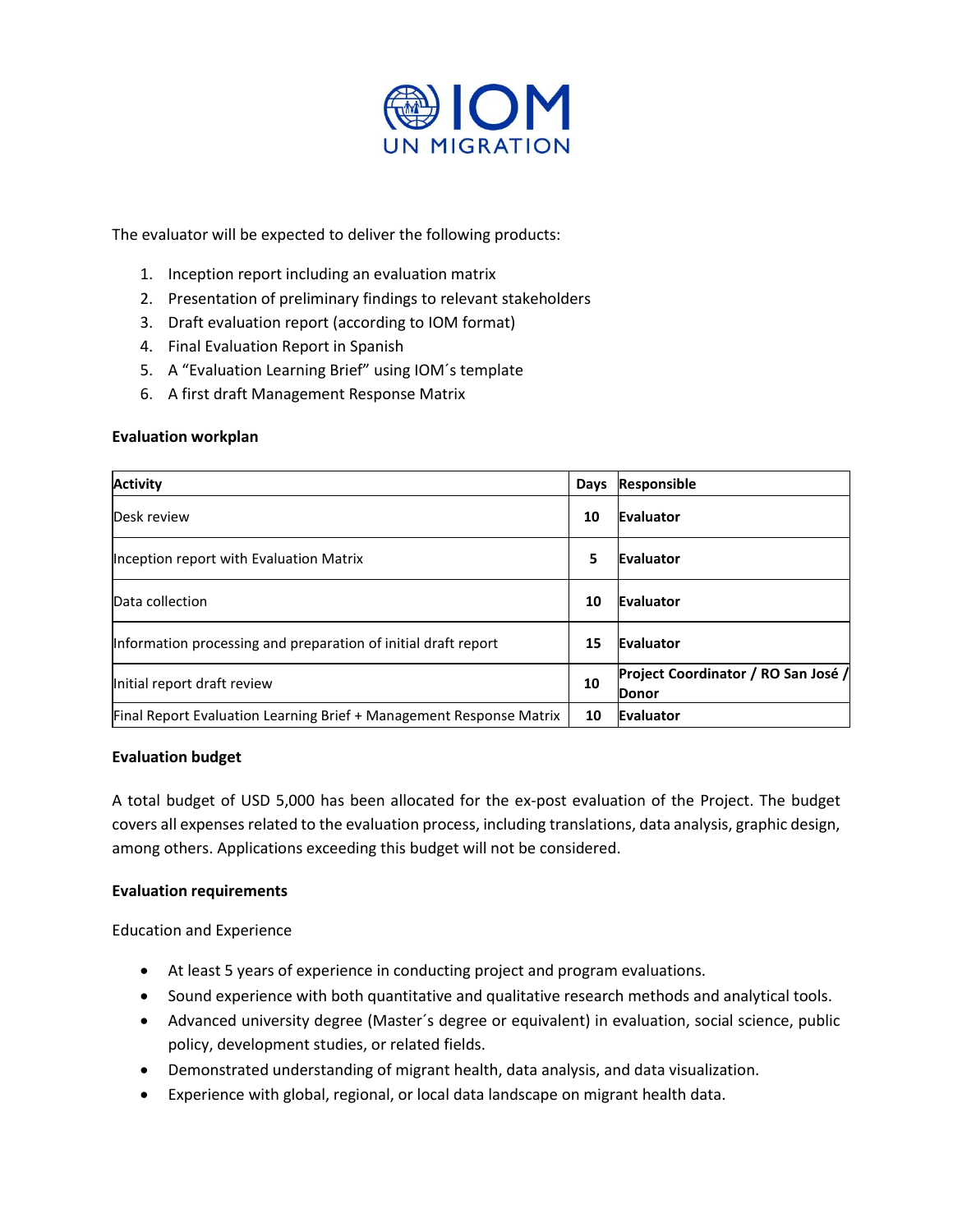The evaluator will be expected to deliver the following products:

1. Inception report including an evaluation matrix
2. Presentation of preliminary findings to relevant stakeholders
3. Draft evaluation report (according to IOM format)
4. Final Evaluation Report in Spanish
5. A "Evaluation Learning Brief" using IOM´s template
6. A first draft Management Response Matrix

**Evaluation workplan**

| Activity | Days | Responsible |
|---|---|---|
| Desk review | **10** | **Evaluator** |
| Inception report with Evaluation Matrix | **5** | **Evaluator** |
| Data collection | **10** | **Evaluator** |
| Information processing and preparation of initial draft report | **15** | **Evaluator** |
| Initial report draft review | **10** | **Project Coordinator / RO San José / Donor** |
| Final Report Evaluation Learning Brief + Management Response Matrix | **10** | **Evaluator** |

**Evaluation budget**

A total budget of USD 5,000 has been allocated for the ex-post evaluation of the Project. The budget covers all expenses related to the evaluation process, including translations, data analysis, graphic design, among others. Applications exceeding this budget will not be considered.

**Evaluation requirements**

Education and Experience

- At least 5 years of experience in conducting project and program evaluations.
- Sound experience with both quantitative and qualitative research methods and analytical tools.
- Advanced university degree (Master´s degree or equivalent) in evaluation, social science, public policy, development studies, or related fields.
- Demonstrated understanding of migrant health, data analysis, and data visualization.
- Experience with global, regional, or local data landscape on migrant health data.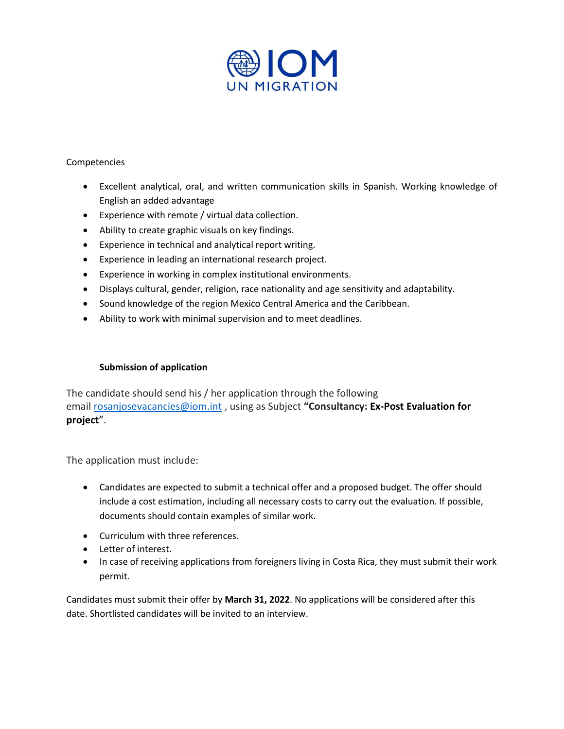Competencies

- Excellent analytical, oral, and written communication skills in Spanish. Working knowledge of English an added advantage
- Experience with remote / virtual data collection.
- Ability to create graphic visuals on key findings.
- Experience in technical and analytical report writing.
- Experience in leading an international research project.
- Experience in working in complex institutional environments.
- Displays cultural, gender, religion, race nationality and age sensitivity and adaptability.
- Sound knowledge of the region Mexico Central America and the Caribbean.
- Ability to work with minimal supervision and to meet deadlines.

**Submission of application**

The candidate should send his / her application through the following email rosanjosevacancies@iom.int , using as Subject **"Consultancy: Ex-Post Evaluation for project**".

The application must include:

- Candidates are expected to submit a technical offer and a proposed budget. The offer should include a cost estimation, including all necessary costs to carry out the evaluation. If possible, documents should contain examples of similar work.
- Curriculum with three references.
- Letter of interest.
- In case of receiving applications from foreigners living in Costa Rica, they must submit their work permit.

Candidates must submit their offer by **March 31, 2022**. No applications will be considered after this date. Shortlisted candidates will be invited to an interview.